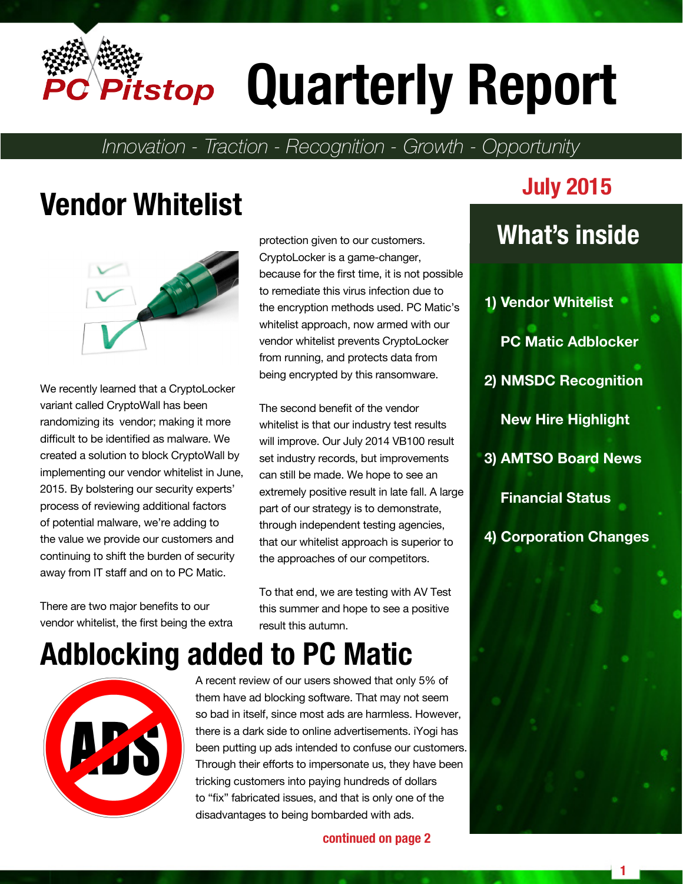# PC Pitstop Quarterly Report

*Innovation - Traction - Recognition - Growth - Opportunity*

**July 2015**

## What's inside

1) Vendor Whitelist

PC Matic Adblocker

2) NMSDC Recognition

New Hire Highlight

3) AMTSO Board News

Financial Status

4) Corporation Changes

## Vendor Whitelist

We recently learned that a CryptoLocker variant called CryptoWall has been randomizing its vendor; making it more difficult to be identified as malware. We created a solution to block CryptoWall by implementing our vendor whitelist in June, 2015. By bolstering our security experts' process of reviewing additional factors of potential malware, we're adding to the value we provide our customers and continuing to shift the burden of security away from IT staff and on to PC Matic.

There are two major benefits to our vendor whitelist, the first being the extra protection given to our customers. CryptoLocker is a game-changer, because for the first time, it is not possible to remediate this virus infection due to the encryption methods used. PC Matic's whitelist approach, now armed with our vendor whitelist prevents CryptoLocker from running, and protects data from being encrypted by this ransomware.

The second benefit of the vendor whitelist is that our industry test results will improve. Our July 2014 VB100 result set industry records, but improvements can still be made. We hope to see an extremely positive result in late fall. A large part of our strategy is to demonstrate, through independent testing agencies, that our whitelist approach is superior to the approaches of our competitors.

To that end, we are testing with AV Test this summer and hope to see a positive result this autumn.

## Adblocking added to PC Matic

A recent review of our users showed that only 5% of them have ad blocking software. That may not seem so bad in itself, since most ads are harmless. However, there is a dark side to online advertisements. iYogi has been putting up ads intended to confuse our customers. Through their efforts to impersonate us, they have been tricking customers into paying hundreds of dollars to "fix" fabricated issues, and that is only one of the disadvantages to being bombarded with ads.

**continued on page 2**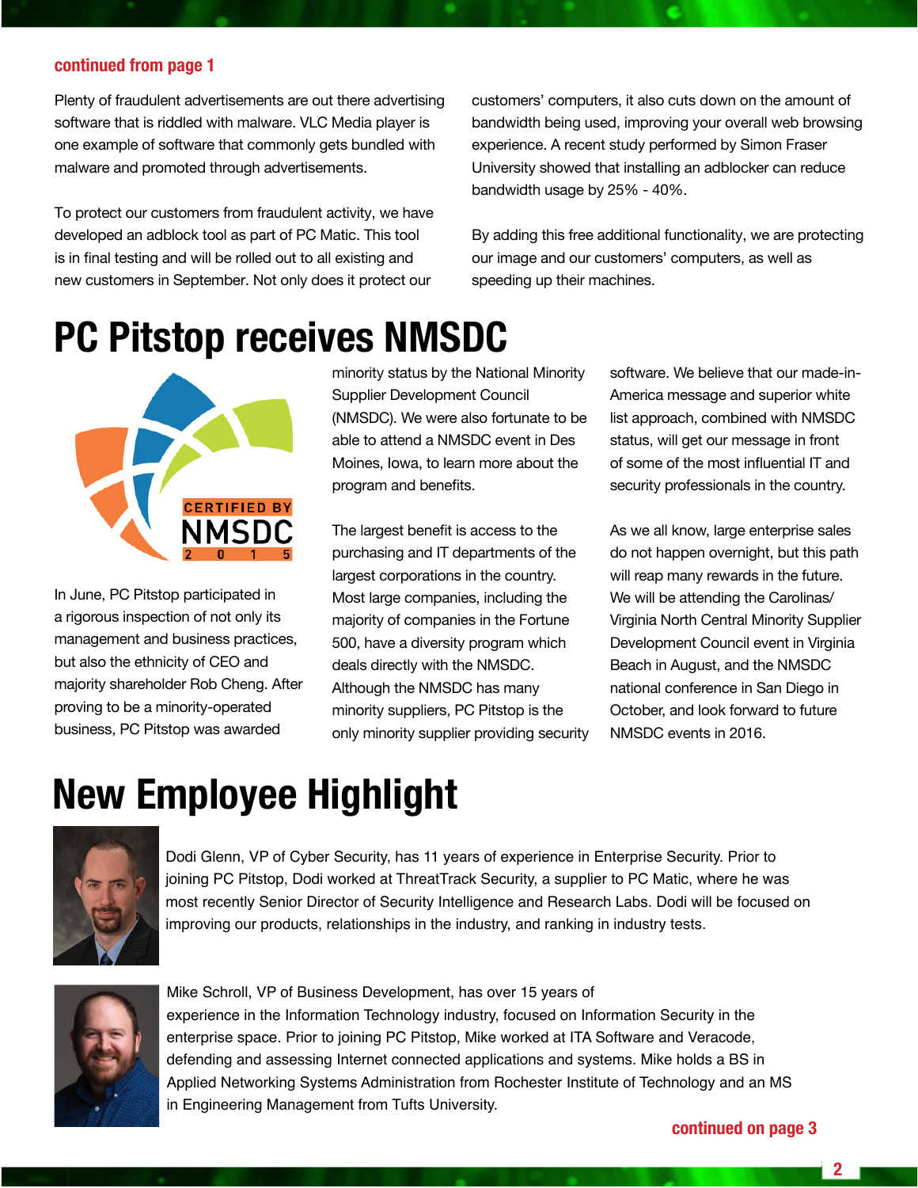**continued from page 1**

Plenty of fraudulent advertisements are out there advertising software that is riddled with malware. VLC Media player is one example of software that commonly gets bundled with malware and promoted through advertisements.

To protect our customers from fraudulent activity, we have developed an adblock tool as part of PC Matic. This tool is in final testing and will be rolled out to all existing and new customers in September. Not only does it protect our customers' computers, it also cuts down on the amount of bandwidth being used, improving your overall web browsing experience. A recent study performed by Simon Fraser University showed that installing an adblocker can reduce bandwidth usage by 25% - 40%.

By adding this free additional functionality, we are protecting our image and our customers' computers, as well as speeding up their machines.

# PC Pitstop receives NMSDC

In June, PC Pitstop participated in a rigorous inspection of not only its management and business practices, but also the ethnicity of CEO and majority shareholder Rob Cheng. After proving to be a minority-operated business, PC Pitstop was awarded minority status by the National Minority Supplier Development Council (NMSDC). We were also fortunate to be able to attend a NMSDC event in Des Moines, Iowa, to learn more about the program and benefits.

The largest benefit is access to the purchasing and IT departments of the largest corporations in the country. Most large companies, including the majority of companies in the Fortune 500, have a diversity program which deals directly with the NMSDC. Although the NMSDC has many minority suppliers, PC Pitstop is the only minority supplier providing security software. We believe that our made-in-America message and superior white list approach, combined with NMSDC status, will get our message in front of some of the most influential IT and security professionals in the country.

As we all know, large enterprise sales do not happen overnight, but this path will reap many rewards in the future. We will be attending the Carolinas/ Virginia North Central Minority Supplier Development Council event in Virginia Beach in August, and the NMSDC national conference in San Diego in October, and look forward to future NMSDC events in 2016.

# New Employee Highlight

Dodi Glenn, VP of Cyber Security, has 11 years of experience in Enterprise Security. Prior to joining PC Pitstop, Dodi worked at ThreatTrack Security, a supplier to PC Matic, where he was most recently Senior Director of Security Intelligence and Research Labs. Dodi will be focused on improving our products, relationships in the industry, and ranking in industry tests.

Mike Schroll, VP of Business Development, has over 15 years of experience in the Information Technology industry, focused on Information Security in the enterprise space. Prior to joining PC Pitstop, Mike worked at ITA Software and Veracode, defending and assessing Internet connected applications and systems. Mike holds a BS in Applied Networking Systems Administration from Rochester Institute of Technology and an MS in Engineering Management from Tufts University.

**continued on page 3**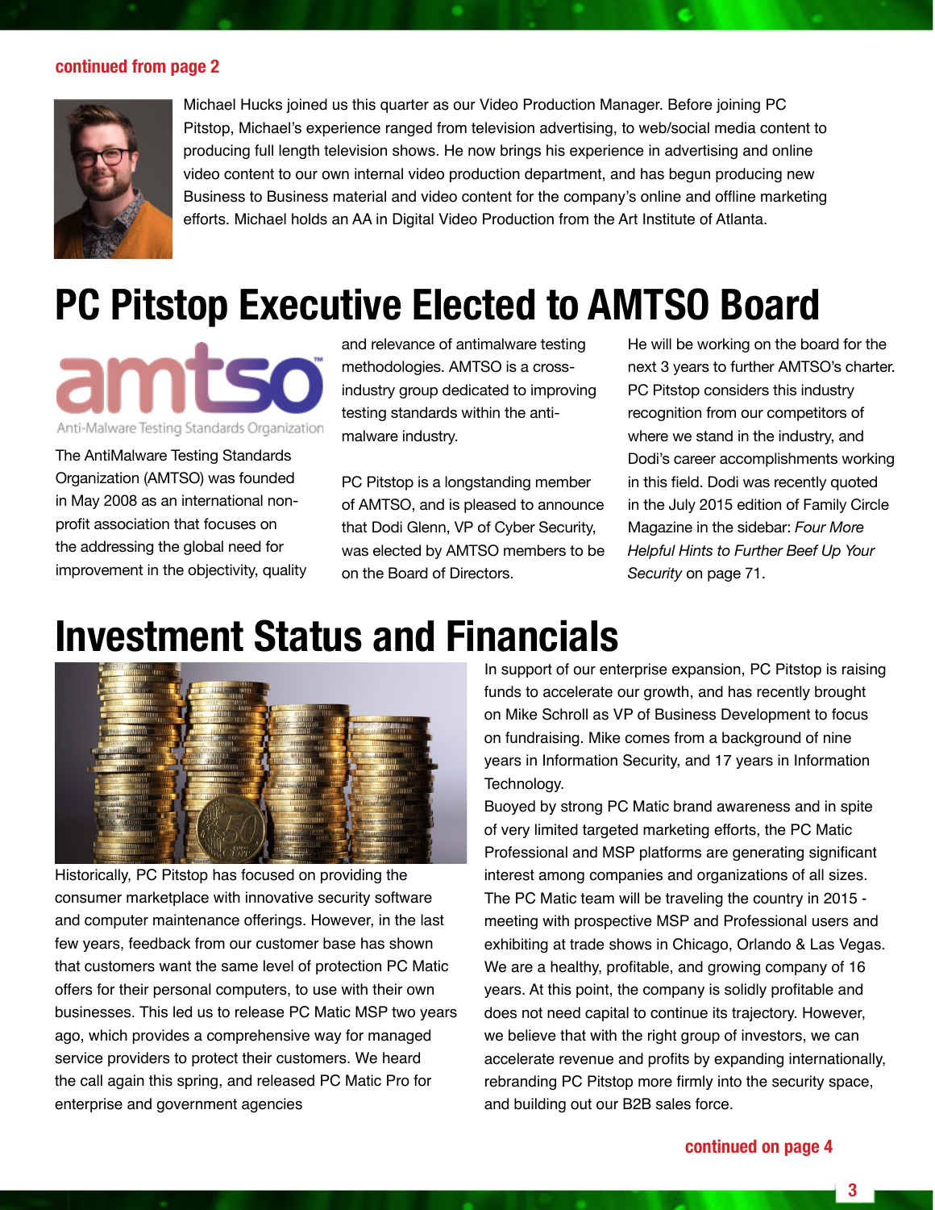**continued from page 2**

Michael Hucks joined us this quarter as our Video Production Manager. Before joining PC Pitstop, Michael's experience ranged from television advertising, to web/social media content to producing full length television shows. He now brings his experience in advertising and online video content to our own internal video production department, and has begun producing new Business to Business material and video content for the company's online and offline marketing efforts. Michael holds an AA in Digital Video Production from the Art Institute of Atlanta.

# PC Pitstop Executive Elected to AMTSO Board

The AntiMalware Testing Standards Organization (AMTSO) was founded in May 2008 as an international non-profit association that focuses on the addressing the global need for improvement in the objectivity, quality and relevance of antimalware testing methodologies. AMTSO is a cross-industry group dedicated to improving testing standards within the anti-malware industry.

PC Pitstop is a longstanding member of AMTSO, and is pleased to announce that Dodi Glenn, VP of Cyber Security, was elected by AMTSO members to be on the Board of Directors.

He will be working on the board for the next 3 years to further AMTSO's charter. PC Pitstop considers this industry recognition from our competitors of where we stand in the industry, and Dodi's career accomplishments working in this field. Dodi was recently quoted in the July 2015 edition of Family Circle Magazine in the sidebar: *Four More Helpful Hints to Further Beef Up Your Security* on page 71.

# Investment Status and Financials

Historically, PC Pitstop has focused on providing the consumer marketplace with innovative security software and computer maintenance offerings. However, in the last few years, feedback from our customer base has shown that customers want the same level of protection PC Matic offers for their personal computers, to use with their own businesses. This led us to release PC Matic MSP two years ago, which provides a comprehensive way for managed service providers to protect their customers. We heard the call again this spring, and released PC Matic Pro for enterprise and government agencies

In support of our enterprise expansion, PC Pitstop is raising funds to accelerate our growth, and has recently brought on Mike Schroll as VP of Business Development to focus on fundraising. Mike comes from a background of nine years in Information Security, and 17 years in Information Technology.

Buoyed by strong PC Matic brand awareness and in spite of very limited targeted marketing efforts, the PC Matic Professional and MSP platforms are generating significant interest among companies and organizations of all sizes. The PC Matic team will be traveling the country in 2015 - meeting with prospective MSP and Professional users and exhibiting at trade shows in Chicago, Orlando & Las Vegas. We are a healthy, profitable, and growing company of 16 years. At this point, the company is solidly profitable and does not need capital to continue its trajectory. However, we believe that with the right group of investors, we can accelerate revenue and profits by expanding internationally, rebranding PC Pitstop more firmly into the security space, and building out our B2B sales force.

**continued on page 4**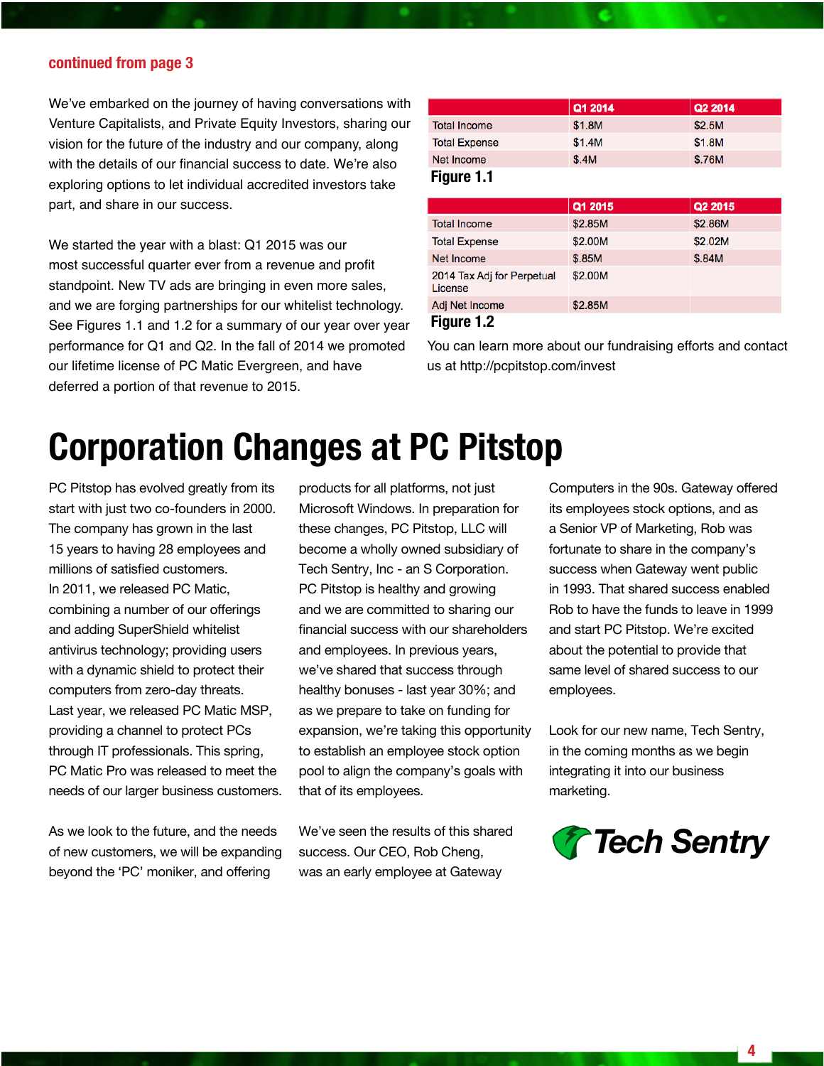**continued from page 3**

We've embarked on the journey of having conversations with Venture Capitalists, and Private Equity Investors, sharing our vision for the future of the industry and our company, along with the details of our financial success to date. We're also exploring options to let individual accredited investors take part, and share in our success.

We started the year with a blast: Q1 2015 was our most successful quarter ever from a revenue and profit standpoint. New TV ads are bringing in even more sales, and we are forging partnerships for our whitelist technology. See Figures 1.1 and 1.2 for a summary of our year over year performance for Q1 and Q2. In the fall of 2014 we promoted our lifetime license of PC Matic Evergreen, and have deferred a portion of that revenue to 2015.

| | Q1 2014 | Q2 2014 |
|---|---|---|
| Total Income | $1.8M | $2.5M |
| Total Expense | $1.4M | $1.8M |
| Net Income | $.4M | $.76M |

**Figure 1.1**

| | Q1 2015 | Q2 2015 |
|---|---|---|
| Total Income | $2.85M | $2.86M |
| Total Expense | $2.00M | $2.02M |
| Net Income | $.85M | $.84M |
| 2014 Tax Adj for Perpetual License | $2.00M | |
| Adj Net Income | $2.85M | |

**Figure 1.2**

You can learn more about our fundraising efforts and contact us at http://pcpitstop.com/invest

# Corporation Changes at PC Pitstop

PC Pitstop has evolved greatly from its start with just two co-founders in 2000. The company has grown in the last 15 years to having 28 employees and millions of satisfied customers. In 2011, we released PC Matic, combining a number of our offerings and adding SuperShield whitelist antivirus technology; providing users with a dynamic shield to protect their computers from zero-day threats. Last year, we released PC Matic MSP, providing a channel to protect PCs through IT professionals. This spring, PC Matic Pro was released to meet the needs of our larger business customers.

As we look to the future, and the needs of new customers, we will be expanding beyond the 'PC' moniker, and offering products for all platforms, not just Microsoft Windows. In preparation for these changes, PC Pitstop, LLC will become a wholly owned subsidiary of Tech Sentry, Inc - an S Corporation. PC Pitstop is healthy and growing and we are committed to sharing our financial success with our shareholders and employees. In previous years, we've shared that success through healthy bonuses - last year 30%; and as we prepare to take on funding for expansion, we're taking this opportunity to establish an employee stock option pool to align the company's goals with that of its employees.

We've seen the results of this shared success. Our CEO, Rob Cheng, was an early employee at Gateway Computers in the 90s. Gateway offered its employees stock options, and as a Senior VP of Marketing, Rob was fortunate to share in the company's success when Gateway went public in 1993. That shared success enabled Rob to have the funds to leave in 1999 and start PC Pitstop. We're excited about the potential to provide that same level of shared success to our employees.

Look for our new name, Tech Sentry, in the coming months as we begin integrating it into our business marketing.

Tech Sentry